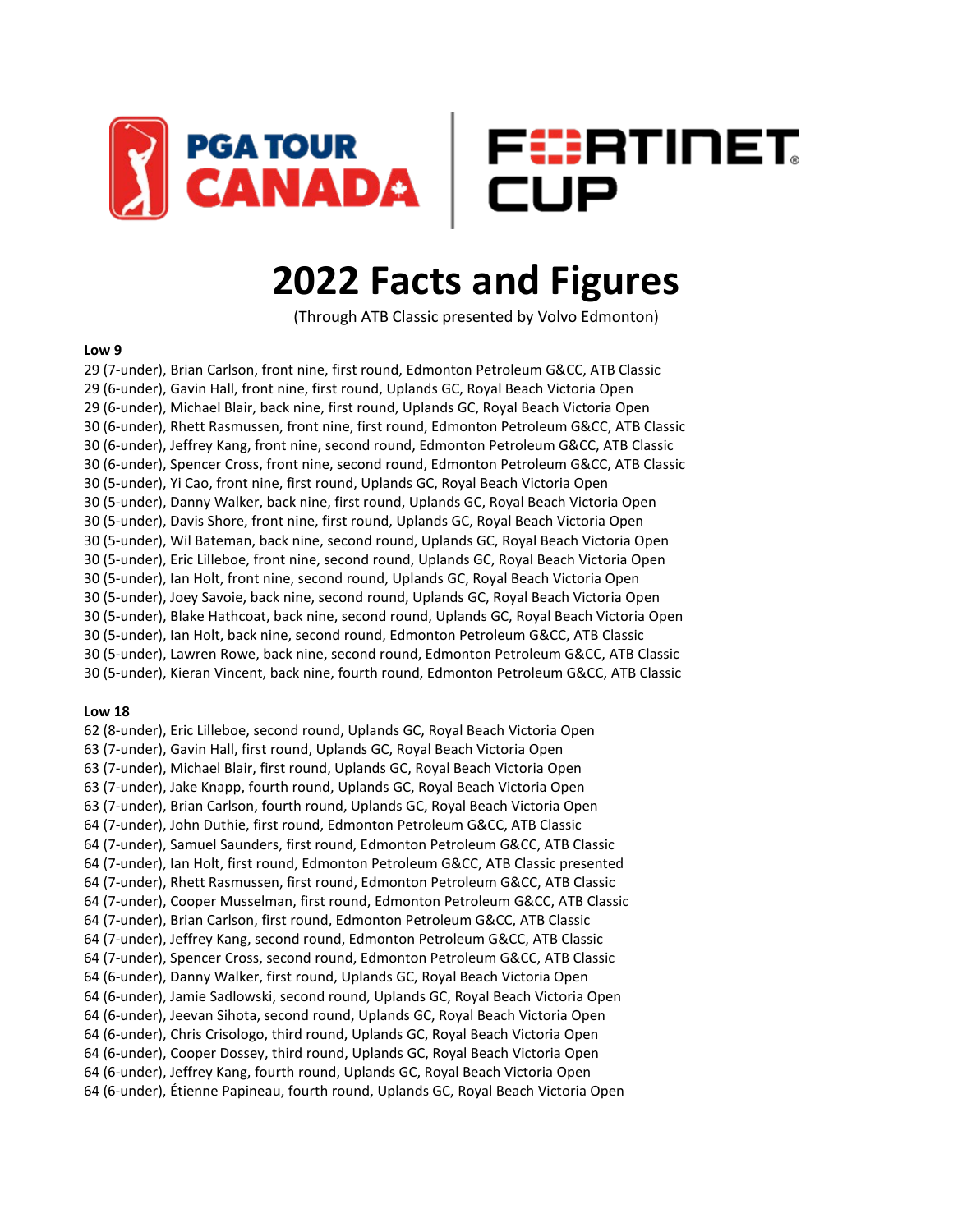PGA TOUR CANADA | FORTINET CUP

# 2022 Facts and Figures

(Through ATB Classic presented by Volvo Edmonton)

**Low 9**

29 (7-under), Brian Carlson, front nine, first round, Edmonton Petroleum G&CC, ATB Classic
29 (6-under), Gavin Hall, front nine, first round, Uplands GC, Royal Beach Victoria Open
29 (6-under), Michael Blair, back nine, first round, Uplands GC, Royal Beach Victoria Open
30 (6-under), Rhett Rasmussen, front nine, first round, Edmonton Petroleum G&CC, ATB Classic
30 (6-under), Jeffrey Kang, front nine, second round, Edmonton Petroleum G&CC, ATB Classic
30 (6-under), Spencer Cross, front nine, second round, Edmonton Petroleum G&CC, ATB Classic
30 (5-under), Yi Cao, front nine, first round, Uplands GC, Royal Beach Victoria Open
30 (5-under), Danny Walker, back nine, first round, Uplands GC, Royal Beach Victoria Open
30 (5-under), Davis Shore, front nine, first round, Uplands GC, Royal Beach Victoria Open
30 (5-under), Wil Bateman, back nine, second round, Uplands GC, Royal Beach Victoria Open
30 (5-under), Eric Lilleboe, front nine, second round, Uplands GC, Royal Beach Victoria Open
30 (5-under), Ian Holt, front nine, second round, Uplands GC, Royal Beach Victoria Open
30 (5-under), Joey Savoie, back nine, second round, Uplands GC, Royal Beach Victoria Open
30 (5-under), Blake Hathcoat, back nine, second round, Uplands GC, Royal Beach Victoria Open
30 (5-under), Ian Holt, back nine, second round, Edmonton Petroleum G&CC, ATB Classic
30 (5-under), Lawren Rowe, back nine, second round, Edmonton Petroleum G&CC, ATB Classic
30 (5-under), Kieran Vincent, back nine, fourth round, Edmonton Petroleum G&CC, ATB Classic

**Low 18**

62 (8-under), Eric Lilleboe, second round, Uplands GC, Royal Beach Victoria Open
63 (7-under), Gavin Hall, first round, Uplands GC, Royal Beach Victoria Open
63 (7-under), Michael Blair, first round, Uplands GC, Royal Beach Victoria Open
63 (7-under), Jake Knapp, fourth round, Uplands GC, Royal Beach Victoria Open
63 (7-under), Brian Carlson, fourth round, Uplands GC, Royal Beach Victoria Open
64 (7-under), John Duthie, first round, Edmonton Petroleum G&CC, ATB Classic
64 (7-under), Samuel Saunders, first round, Edmonton Petroleum G&CC, ATB Classic
64 (7-under), Ian Holt, first round, Edmonton Petroleum G&CC, ATB Classic presented
64 (7-under), Rhett Rasmussen, first round, Edmonton Petroleum G&CC, ATB Classic
64 (7-under), Cooper Musselman, first round, Edmonton Petroleum G&CC, ATB Classic
64 (7-under), Brian Carlson, first round, Edmonton Petroleum G&CC, ATB Classic
64 (7-under), Jeffrey Kang, second round, Edmonton Petroleum G&CC, ATB Classic
64 (7-under), Spencer Cross, second round, Edmonton Petroleum G&CC, ATB Classic
64 (6-under), Danny Walker, first round, Uplands GC, Royal Beach Victoria Open
64 (6-under), Jamie Sadlowski, second round, Uplands GC, Royal Beach Victoria Open
64 (6-under), Jeevan Sihota, second round, Uplands GC, Royal Beach Victoria Open
64 (6-under), Chris Crisologo, third round, Uplands GC, Royal Beach Victoria Open
64 (6-under), Cooper Dossey, third round, Uplands GC, Royal Beach Victoria Open
64 (6-under), Jeffrey Kang, fourth round, Uplands GC, Royal Beach Victoria Open
64 (6-under), Étienne Papineau, fourth round, Uplands GC, Royal Beach Victoria Open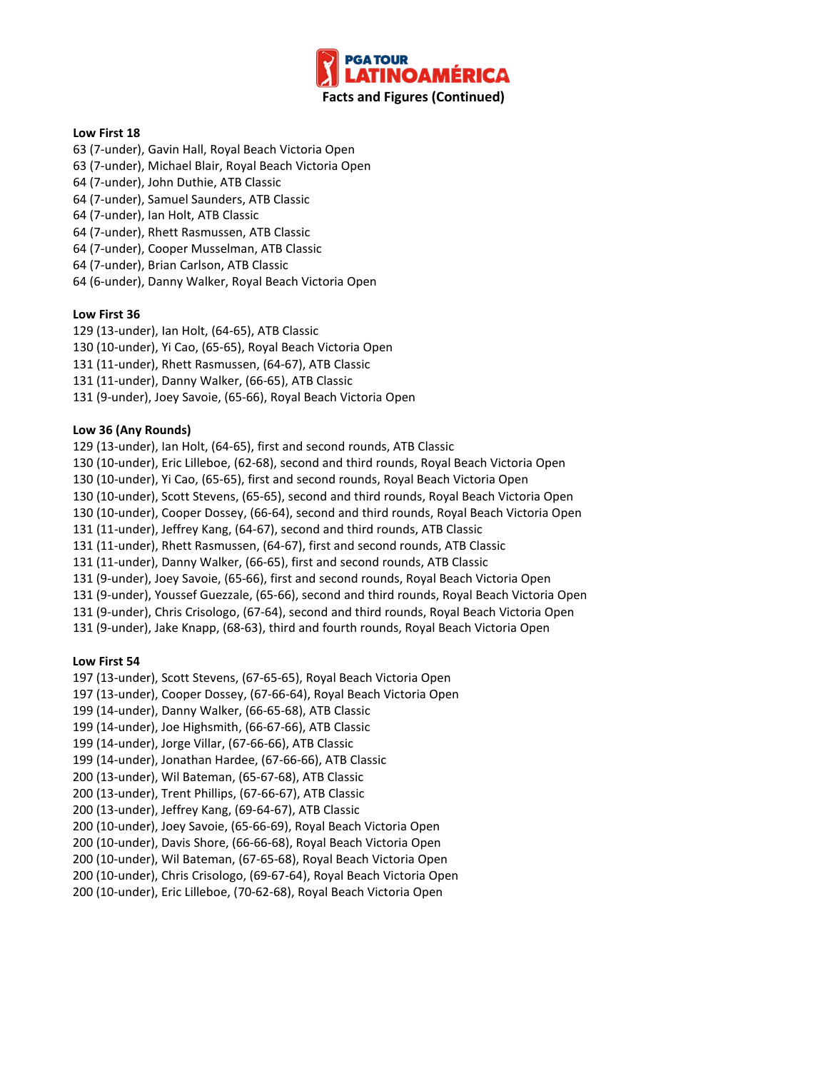**Facts and Figures (Continued)**

**Low First 18**

63 (7-under), Gavin Hall, Royal Beach Victoria Open
63 (7-under), Michael Blair, Royal Beach Victoria Open
64 (7-under), John Duthie, ATB Classic
64 (7-under), Samuel Saunders, ATB Classic
64 (7-under), Ian Holt, ATB Classic
64 (7-under), Rhett Rasmussen, ATB Classic
64 (7-under), Cooper Musselman, ATB Classic
64 (7-under), Brian Carlson, ATB Classic
64 (6-under), Danny Walker, Royal Beach Victoria Open

**Low First 36**

129 (13-under), Ian Holt, (64-65), ATB Classic
130 (10-under), Yi Cao, (65-65), Royal Beach Victoria Open
131 (11-under), Rhett Rasmussen, (64-67), ATB Classic
131 (11-under), Danny Walker, (66-65), ATB Classic
131 (9-under), Joey Savoie, (65-66), Royal Beach Victoria Open

**Low 36 (Any Rounds)**

129 (13-under), Ian Holt, (64-65), first and second rounds, ATB Classic
130 (10-under), Eric Lilleboe, (62-68), second and third rounds, Royal Beach Victoria Open
130 (10-under), Yi Cao, (65-65), first and second rounds, Royal Beach Victoria Open
130 (10-under), Scott Stevens, (65-65), second and third rounds, Royal Beach Victoria Open
130 (10-under), Cooper Dossey, (66-64), second and third rounds, Royal Beach Victoria Open
131 (11-under), Jeffrey Kang, (64-67), second and third rounds, ATB Classic
131 (11-under), Rhett Rasmussen, (64-67), first and second rounds, ATB Classic
131 (11-under), Danny Walker, (66-65), first and second rounds, ATB Classic
131 (9-under), Joey Savoie, (65-66), first and second rounds, Royal Beach Victoria Open
131 (9-under), Youssef Guezzale, (65-66), second and third rounds, Royal Beach Victoria Open
131 (9-under), Chris Crisologo, (67-64), second and third rounds, Royal Beach Victoria Open
131 (9-under), Jake Knapp, (68-63), third and fourth rounds, Royal Beach Victoria Open

**Low First 54**

197 (13-under), Scott Stevens, (67-65-65), Royal Beach Victoria Open
197 (13-under), Cooper Dossey, (67-66-64), Royal Beach Victoria Open
199 (14-under), Danny Walker, (66-65-68), ATB Classic
199 (14-under), Joe Highsmith, (66-67-66), ATB Classic
199 (14-under), Jorge Villar, (67-66-66), ATB Classic
199 (14-under), Jonathan Hardee, (67-66-66), ATB Classic
200 (13-under), Wil Bateman, (65-67-68), ATB Classic
200 (13-under), Trent Phillips, (67-66-67), ATB Classic
200 (13-under), Jeffrey Kang, (69-64-67), ATB Classic
200 (10-under), Joey Savoie, (65-66-69), Royal Beach Victoria Open
200 (10-under), Davis Shore, (66-66-68), Royal Beach Victoria Open
200 (10-under), Wil Bateman, (67-65-68), Royal Beach Victoria Open
200 (10-under), Chris Crisologo, (69-67-64), Royal Beach Victoria Open
200 (10-under), Eric Lilleboe, (70-62-68), Royal Beach Victoria Open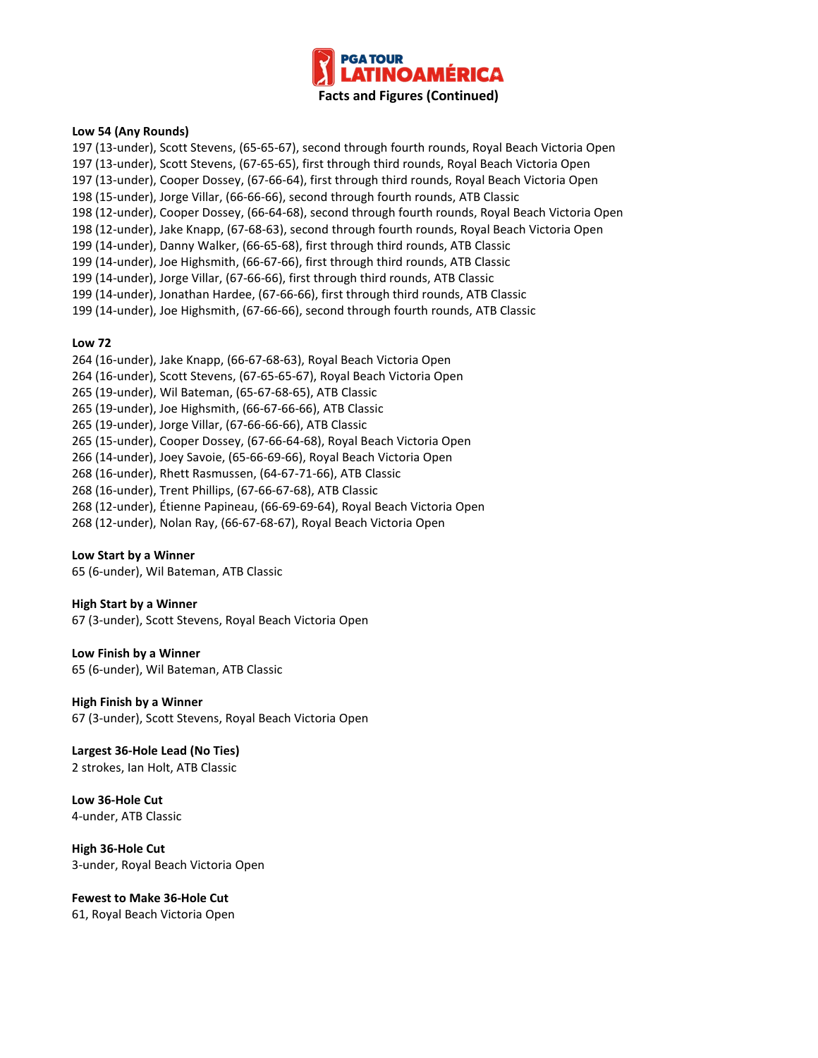## Facts and Figures (Continued)

**Low 54 (Any Rounds)**

197 (13-under), Scott Stevens, (65-65-67), second through fourth rounds, Royal Beach Victoria Open
197 (13-under), Scott Stevens, (67-65-65), first through third rounds, Royal Beach Victoria Open
197 (13-under), Cooper Dossey, (67-66-64), first through third rounds, Royal Beach Victoria Open
198 (15-under), Jorge Villar, (66-66-66), second through fourth rounds, ATB Classic
198 (12-under), Cooper Dossey, (66-64-68), second through fourth rounds, Royal Beach Victoria Open
198 (12-under), Jake Knapp, (67-68-63), second through fourth rounds, Royal Beach Victoria Open
199 (14-under), Danny Walker, (66-65-68), first through third rounds, ATB Classic
199 (14-under), Joe Highsmith, (66-67-66), first through third rounds, ATB Classic
199 (14-under), Jorge Villar, (67-66-66), first through third rounds, ATB Classic
199 (14-under), Jonathan Hardee, (67-66-66), first through third rounds, ATB Classic
199 (14-under), Joe Highsmith, (67-66-66), second through fourth rounds, ATB Classic

**Low 72**

264 (16-under), Jake Knapp, (66-67-68-63), Royal Beach Victoria Open
264 (16-under), Scott Stevens, (67-65-65-67), Royal Beach Victoria Open
265 (19-under), Wil Bateman, (65-67-68-65), ATB Classic
265 (19-under), Joe Highsmith, (66-67-66-66), ATB Classic
265 (19-under), Jorge Villar, (67-66-66-66), ATB Classic
265 (15-under), Cooper Dossey, (67-66-64-68), Royal Beach Victoria Open
266 (14-under), Joey Savoie, (65-66-69-66), Royal Beach Victoria Open
268 (16-under), Rhett Rasmussen, (64-67-71-66), ATB Classic
268 (16-under), Trent Phillips, (67-66-67-68), ATB Classic
268 (12-under), Étienne Papineau, (66-69-69-64), Royal Beach Victoria Open
268 (12-under), Nolan Ray, (66-67-68-67), Royal Beach Victoria Open

**Low Start by a Winner**

65 (6-under), Wil Bateman, ATB Classic

**High Start by a Winner**

67 (3-under), Scott Stevens, Royal Beach Victoria Open

**Low Finish by a Winner**

65 (6-under), Wil Bateman, ATB Classic

**High Finish by a Winner**

67 (3-under), Scott Stevens, Royal Beach Victoria Open

**Largest 36-Hole Lead (No Ties)**

2 strokes, Ian Holt, ATB Classic

**Low 36-Hole Cut**

4-under, ATB Classic

**High 36-Hole Cut**

3-under, Royal Beach Victoria Open

**Fewest to Make 36-Hole Cut**

61, Royal Beach Victoria Open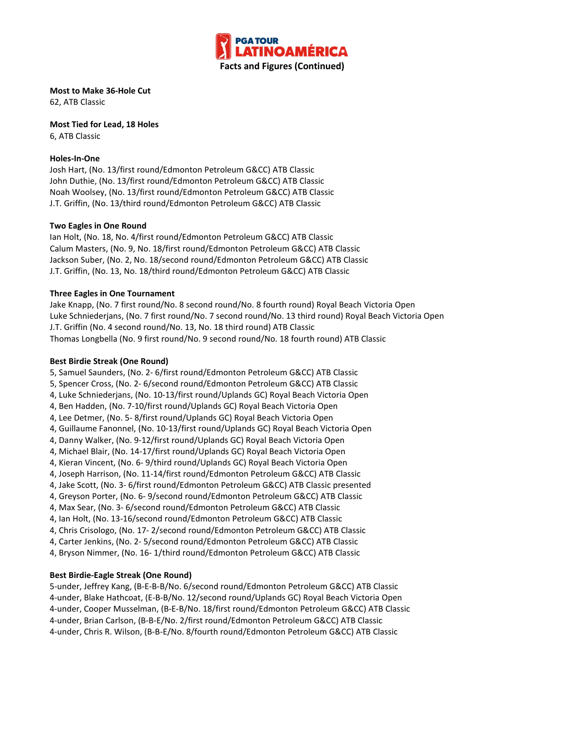**PGA TOUR LATINOAMÉRICA**

**Facts and Figures (Continued)**

**Most to Make 36-Hole Cut**
62, ATB Classic

**Most Tied for Lead, 18 Holes**
6, ATB Classic

**Holes-In-One**
Josh Hart, (No. 13/first round/Edmonton Petroleum G&CC) ATB Classic
John Duthie, (No. 13/first round/Edmonton Petroleum G&CC) ATB Classic
Noah Woolsey, (No. 13/first round/Edmonton Petroleum G&CC) ATB Classic
J.T. Griffin, (No. 13/third round/Edmonton Petroleum G&CC) ATB Classic

**Two Eagles in One Round**
Ian Holt, (No. 18, No. 4/first round/Edmonton Petroleum G&CC) ATB Classic
Calum Masters, (No. 9, No. 18/first round/Edmonton Petroleum G&CC) ATB Classic
Jackson Suber, (No. 2, No. 18/second round/Edmonton Petroleum G&CC) ATB Classic
J.T. Griffin, (No. 13, No. 18/third round/Edmonton Petroleum G&CC) ATB Classic

**Three Eagles in One Tournament**
Jake Knapp, (No. 7 first round/No. 8 second round/No. 8 fourth round) Royal Beach Victoria Open
Luke Schniederjans, (No. 7 first round/No. 7 second round/No. 13 third round) Royal Beach Victoria Open
J.T. Griffin (No. 4 second round/No. 13, No. 18 third round) ATB Classic
Thomas Longbella (No. 9 first round/No. 9 second round/No. 18 fourth round) ATB Classic

**Best Birdie Streak (One Round)**
5, Samuel Saunders, (No. 2- 6/first round/Edmonton Petroleum G&CC) ATB Classic
5, Spencer Cross, (No. 2- 6/second round/Edmonton Petroleum G&CC) ATB Classic
4, Luke Schniederjans, (No. 10-13/first round/Uplands GC) Royal Beach Victoria Open
4, Ben Hadden, (No. 7-10/first round/Uplands GC) Royal Beach Victoria Open
4, Lee Detmer, (No. 5- 8/first round/Uplands GC) Royal Beach Victoria Open
4, Guillaume Fanonnel, (No. 10-13/first round/Uplands GC) Royal Beach Victoria Open
4, Danny Walker, (No. 9-12/first round/Uplands GC) Royal Beach Victoria Open
4, Michael Blair, (No. 14-17/first round/Uplands GC) Royal Beach Victoria Open
4, Kieran Vincent, (No. 6- 9/third round/Uplands GC) Royal Beach Victoria Open
4, Joseph Harrison, (No. 11-14/first round/Edmonton Petroleum G&CC) ATB Classic
4, Jake Scott, (No. 3- 6/first round/Edmonton Petroleum G&CC) ATB Classic presented
4, Greyson Porter, (No. 6- 9/second round/Edmonton Petroleum G&CC) ATB Classic
4, Max Sear, (No. 3- 6/second round/Edmonton Petroleum G&CC) ATB Classic
4, Ian Holt, (No. 13-16/second round/Edmonton Petroleum G&CC) ATB Classic
4, Chris Crisologo, (No. 17- 2/second round/Edmonton Petroleum G&CC) ATB Classic
4, Carter Jenkins, (No. 2- 5/second round/Edmonton Petroleum G&CC) ATB Classic
4, Bryson Nimmer, (No. 16- 1/third round/Edmonton Petroleum G&CC) ATB Classic

**Best Birdie-Eagle Streak (One Round)**
5-under, Jeffrey Kang, (B-E-B-B/No. 6/second round/Edmonton Petroleum G&CC) ATB Classic
4-under, Blake Hathcoat, (E-B-B/No. 12/second round/Uplands GC) Royal Beach Victoria Open
4-under, Cooper Musselman, (B-E-B/No. 18/first round/Edmonton Petroleum G&CC) ATB Classic
4-under, Brian Carlson, (B-B-E/No. 2/first round/Edmonton Petroleum G&CC) ATB Classic
4-under, Chris R. Wilson, (B-B-E/No. 8/fourth round/Edmonton Petroleum G&CC) ATB Classic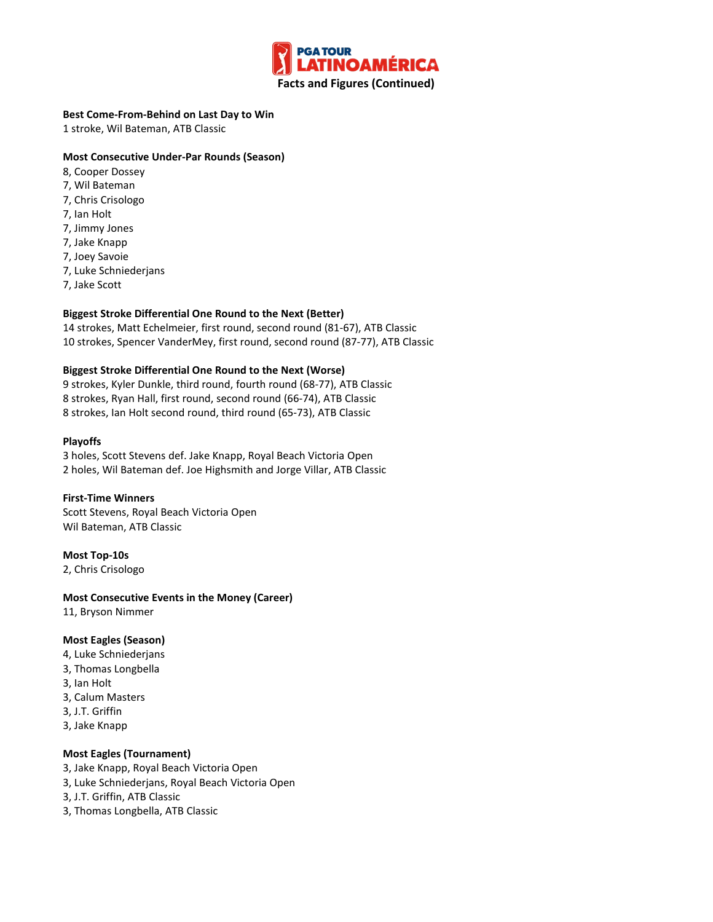## PGA TOUR LATINOAMÉRICA

### Facts and Figures (Continued)

**Best Come-From-Behind on Last Day to Win**

1 stroke, Wil Bateman, ATB Classic

**Most Consecutive Under-Par Rounds (Season)**

8, Cooper Dossey
7, Wil Bateman
7, Chris Crisologo
7, Ian Holt
7, Jimmy Jones
7, Jake Knapp
7, Joey Savoie
7, Luke Schniederjans
7, Jake Scott

**Biggest Stroke Differential One Round to the Next (Better)**

14 strokes, Matt Echelmeier, first round, second round (81-67), ATB Classic
10 strokes, Spencer VanderMey, first round, second round (87-77), ATB Classic

**Biggest Stroke Differential One Round to the Next (Worse)**

9 strokes, Kyler Dunkle, third round, fourth round (68-77), ATB Classic
8 strokes, Ryan Hall, first round, second round (66-74), ATB Classic
8 strokes, Ian Holt second round, third round (65-73), ATB Classic

**Playoffs**

3 holes, Scott Stevens def. Jake Knapp, Royal Beach Victoria Open
2 holes, Wil Bateman def. Joe Highsmith and Jorge Villar, ATB Classic

**First-Time Winners**

Scott Stevens, Royal Beach Victoria Open
Wil Bateman, ATB Classic

**Most Top-10s**

2, Chris Crisologo

**Most Consecutive Events in the Money (Career)**

11, Bryson Nimmer

**Most Eagles (Season)**

4, Luke Schniederjans
3, Thomas Longbella
3, Ian Holt
3, Calum Masters
3, J.T. Griffin
3, Jake Knapp

**Most Eagles (Tournament)**

3, Jake Knapp, Royal Beach Victoria Open
3, Luke Schniederjans, Royal Beach Victoria Open
3, J.T. Griffin, ATB Classic
3, Thomas Longbella, ATB Classic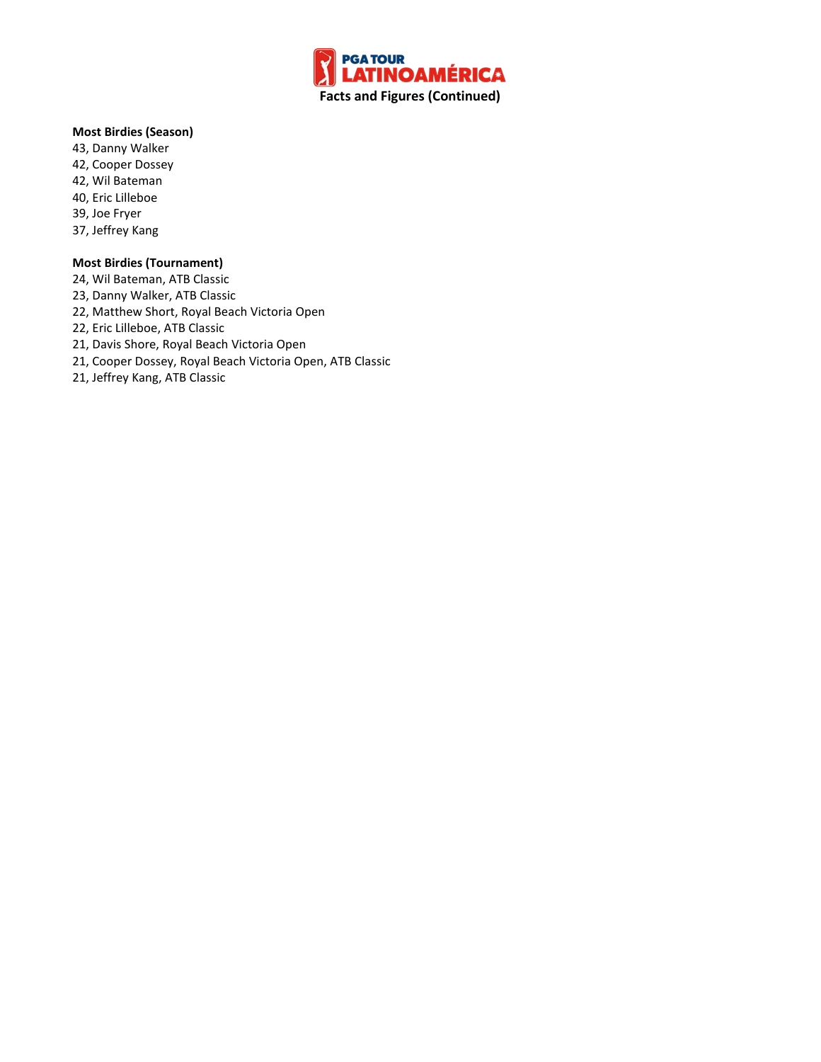**Facts and Figures (Continued)**

**Most Birdies (Season)**
43, Danny Walker
42, Cooper Dossey
42, Wil Bateman
40, Eric Lilleboe
39, Joe Fryer
37, Jeffrey Kang

**Most Birdies (Tournament)**
24, Wil Bateman, ATB Classic
23, Danny Walker, ATB Classic
22, Matthew Short, Royal Beach Victoria Open
22, Eric Lilleboe, ATB Classic
21, Davis Shore, Royal Beach Victoria Open
21, Cooper Dossey, Royal Beach Victoria Open, ATB Classic
21, Jeffrey Kang, ATB Classic